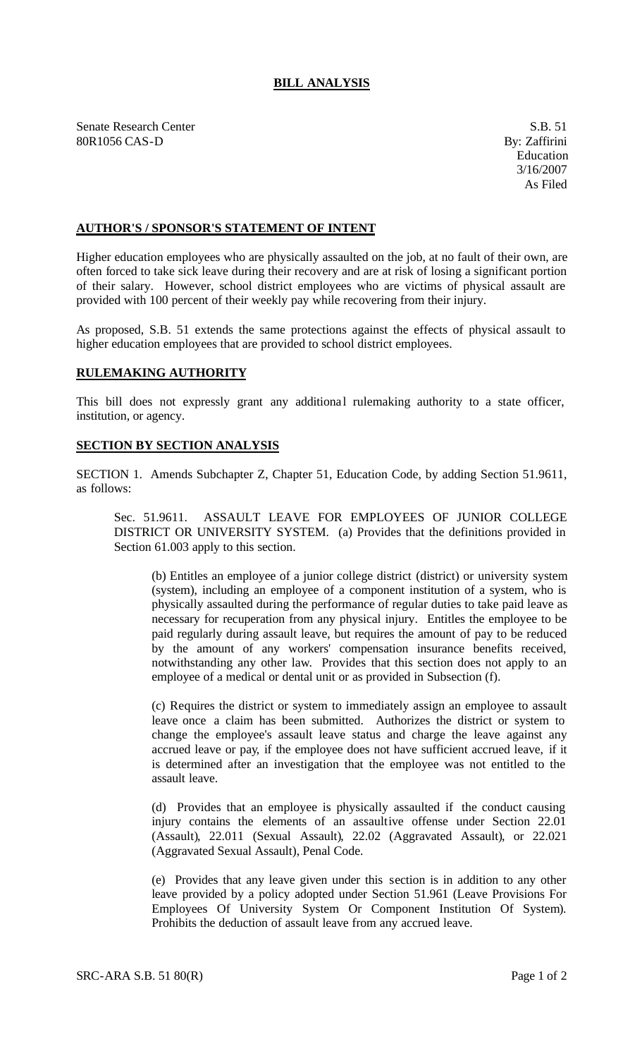# BILL ANALYSIS

Senate Research Center
80R1056 CAS-D

S.B. 51
By: Zaffirini
Education
3/16/2007
As Filed

## AUTHOR'S / SPONSOR'S STATEMENT OF INTENT

Higher education employees who are physically assaulted on the job, at no fault of their own, are often forced to take sick leave during their recovery and are at risk of losing a significant portion of their salary. However, school district employees who are victims of physical assault are provided with 100 percent of their weekly pay while recovering from their injury.

As proposed, S.B. 51 extends the same protections against the effects of physical assault to higher education employees that are provided to school district employees.

## RULEMAKING AUTHORITY

This bill does not expressly grant any additional rulemaking authority to a state officer, institution, or agency.

## SECTION BY SECTION ANALYSIS

SECTION 1. Amends Subchapter Z, Chapter 51, Education Code, by adding Section 51.9611, as follows:

Sec. 51.9611. ASSAULT LEAVE FOR EMPLOYEES OF JUNIOR COLLEGE DISTRICT OR UNIVERSITY SYSTEM. (a) Provides that the definitions provided in Section 61.003 apply to this section.

(b) Entitles an employee of a junior college district (district) or university system (system), including an employee of a component institution of a system, who is physically assaulted during the performance of regular duties to take paid leave as necessary for recuperation from any physical injury. Entitles the employee to be paid regularly during assault leave, but requires the amount of pay to be reduced by the amount of any workers' compensation insurance benefits received, notwithstanding any other law. Provides that this section does not apply to an employee of a medical or dental unit or as provided in Subsection (f).

(c) Requires the district or system to immediately assign an employee to assault leave once a claim has been submitted. Authorizes the district or system to change the employee's assault leave status and charge the leave against any accrued leave or pay, if the employee does not have sufficient accrued leave, if it is determined after an investigation that the employee was not entitled to the assault leave.

(d) Provides that an employee is physically assaulted if the conduct causing injury contains the elements of an assaultive offense under Section 22.01 (Assault), 22.011 (Sexual Assault), 22.02 (Aggravated Assault), or 22.021 (Aggravated Sexual Assault), Penal Code.

(e) Provides that any leave given under this section is in addition to any other leave provided by a policy adopted under Section 51.961 (Leave Provisions For Employees Of University System Or Component Institution Of System). Prohibits the deduction of assault leave from any accrued leave.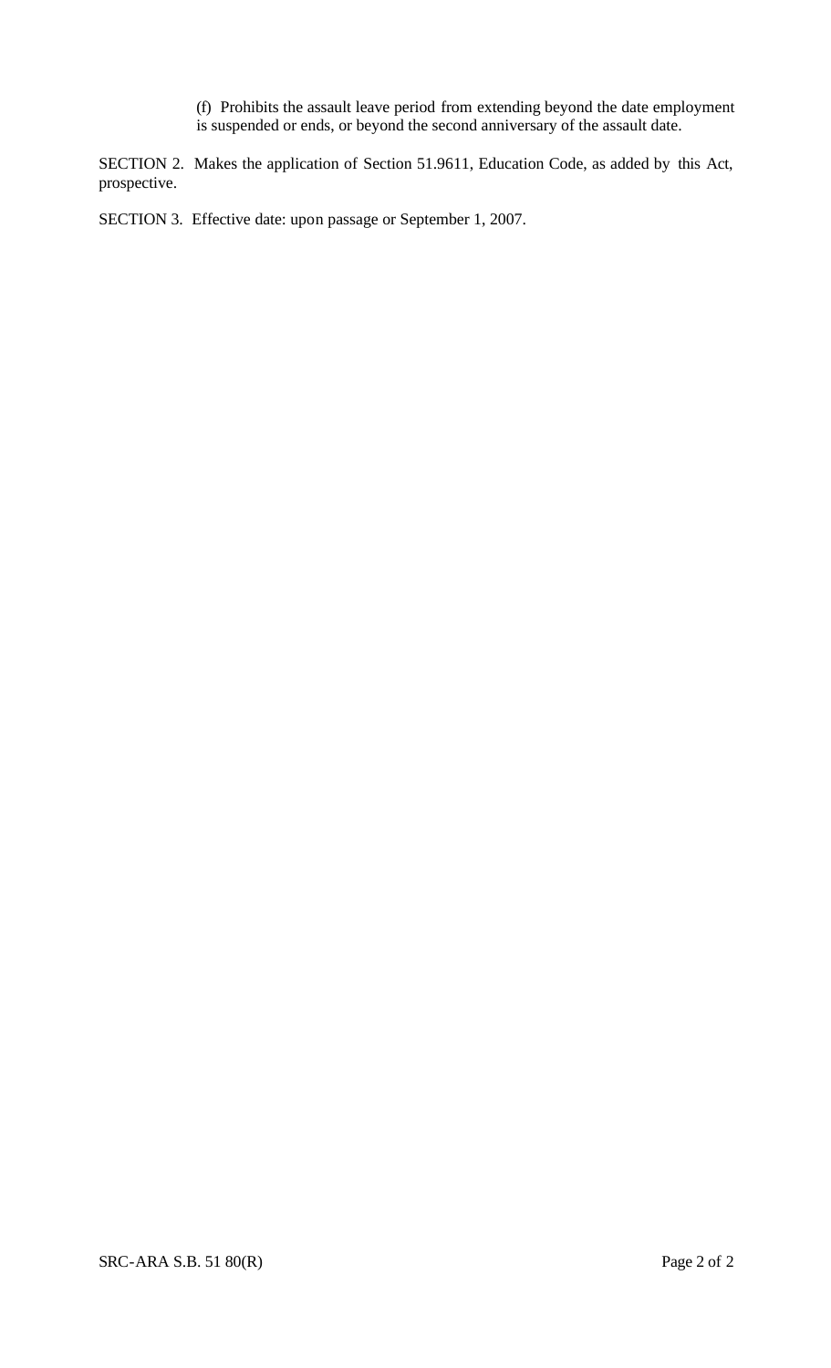(f) Prohibits the assault leave period from extending beyond the date employment is suspended or ends, or beyond the second anniversary of the assault date.

SECTION 2. Makes the application of Section 51.9611, Education Code, as added by this Act, prospective.

SECTION 3. Effective date: upon passage or September 1, 2007.